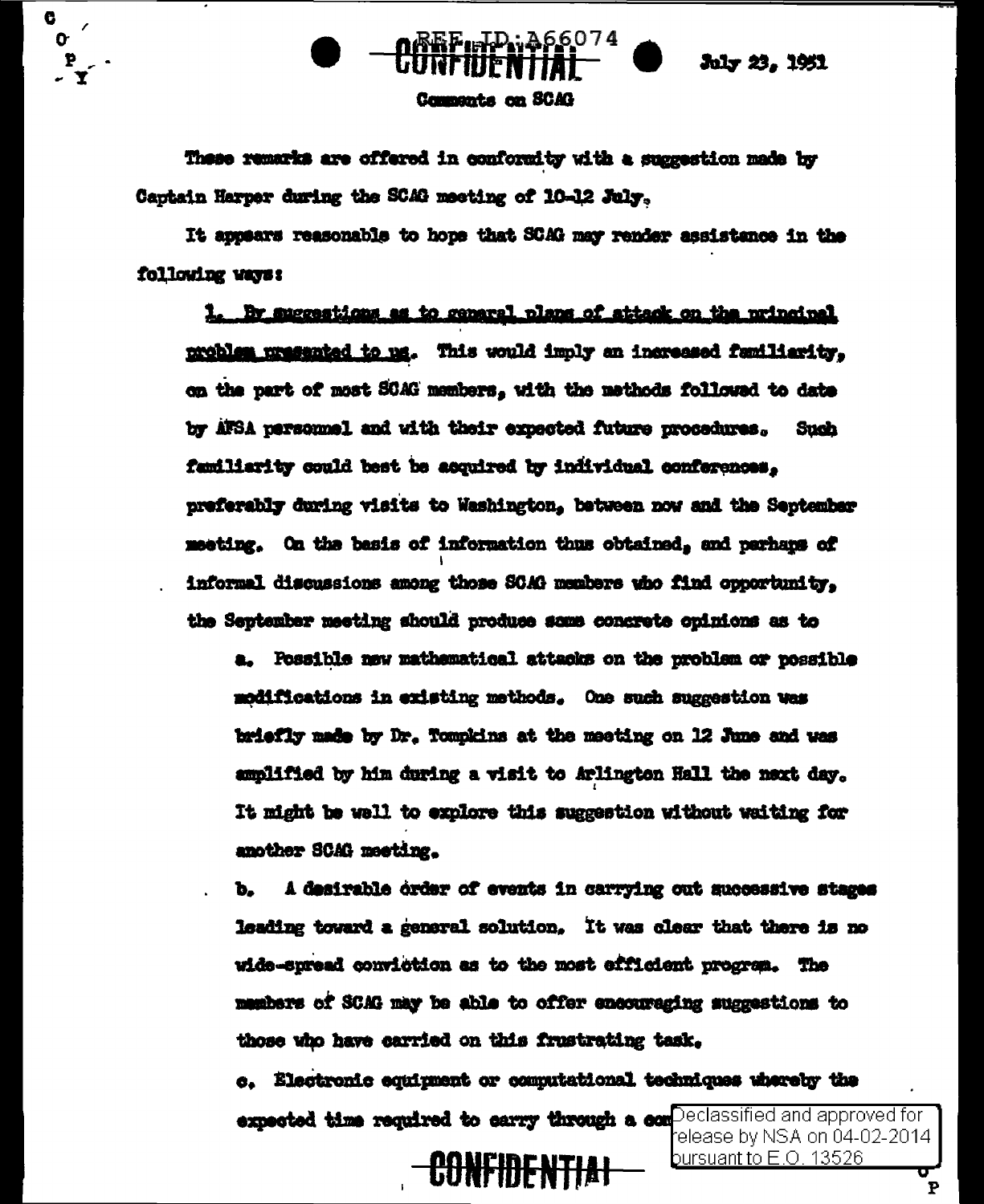REF ID:A66074

CONFIDENTIAL

July 23, 1951

Comments on SCAG

These remarks are offered in conformity with a suggestion made by Captain Harper during the SCAG meeting of 10-12 July.

It appears reasonable to hope that SCAG may render assistance in the following ways:

1. By suggestions as to general plans of attack on the principal problem presented to us. This would imply an increased familiarity, on the part of most SCAG members, with the methods followed to date by AFSA personnel and with their expected future procedures. Such familiarity could best be acquired by individual conferences, preferably during visits to Washington, between now and the September meeting. On the basis of information thus obtained, and perhaps of informal discussions among those SCAG members who find opportunity, the September meeting should produce some concrete opinions as to

   a. Possible new mathematical attacks on the problem or possible modifications in existing methods. One such suggestion was briefly made by Dr. Tompkins at the meeting on 12 June and was amplified by him during a visit to Arlington Hall the next day. It might be well to explore this suggestion without waiting for another SCAG meeting.

   b. A desirable order of events in carrying out successive stages leading toward a general solution. It was clear that there is no wide-spread conviction as to the most efficient program. The members of SCAG may be able to offer encouraging suggestions to those who have carried on this frustrating task.

   c. Electronic equipment or computational techniques whereby the expected time required to carry through a com

CONFIDENTIAL

Declassified and approved for release by NSA on 04-02-2014 pursuant to E.O. 13526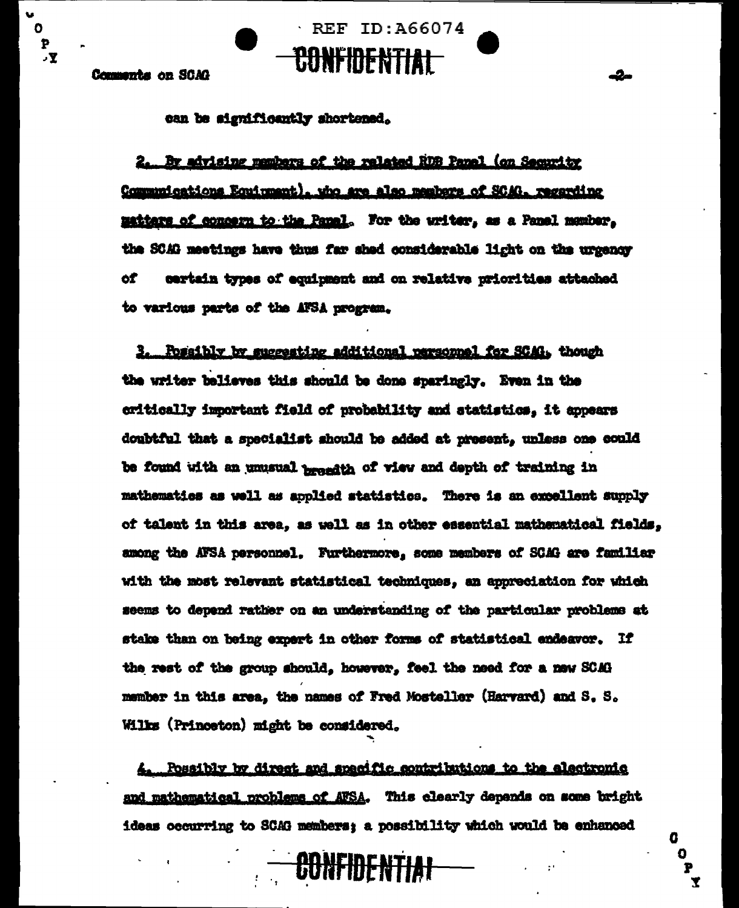can be significantly shortened.

2. By advising members of the related RDB Panel (on Security Communications Equipment), who are also members of SCAG, regarding matters of concern to the Panel. For the writer, as a Panel member, the SCAG meetings have thus far shed considerable light on the urgency of certain types of equipment and on relative priorities attached to various parts of the AFSA program.

3. Possibly by suggesting additional personnel for SCAG, though the writer believes this should be done sparingly. Even in the critically important field of probability and statistics, it appears doubtful that a specialist should be added at present, unless one could be found with an unusual breadth of view and depth of training in mathematics as well as applied statistics. There is an excellent supply of talent in this area, as well as in other essential mathematical fields, among the AFSA personnel. Furthermore, some members of SCAG are familiar with the most relevant statistical techniques, an appreciation for which seems to depend rather on an understanding of the particular problems at stake than on being expert in other forms of statistical endeavor. If the rest of the group should, however, feel the need for a new SCAG member in this area, the names of Fred Mosteller (Harvard) and S. S. Wilks (Princeton) might be considered.

4. Possibly by direct and specific contributions to the electronic and mathematical problems of AFSA. This clearly depends on some bright ideas occurring to SCAG members; a possibility which would be enhanced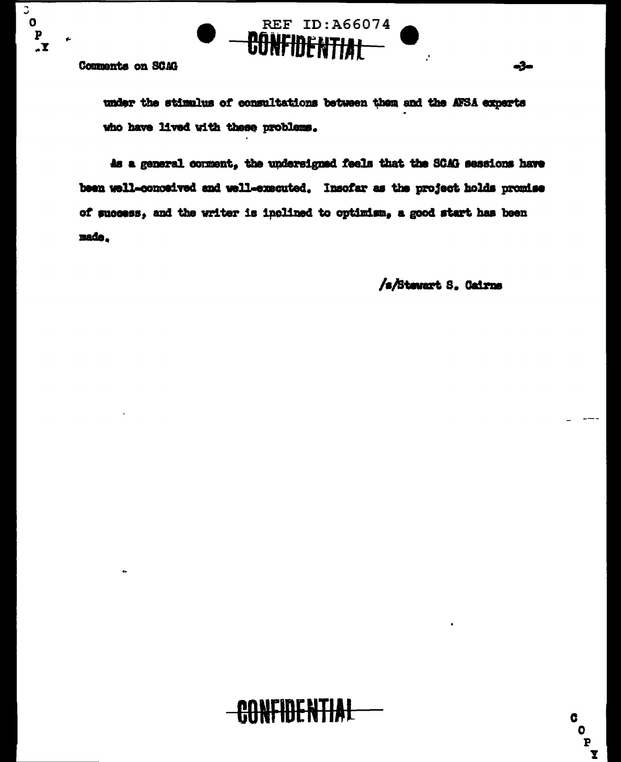under the stimulus of consultations between them and the AFSA experts who have lived with these problems.

As a general comment, the undersigned feels that the SCAG sessions have been well-conceived and well-executed. Insofar as the project holds promise of success, and the writer is inclined to optimism, a good start has been made.

/s/Stewart S. Cairns